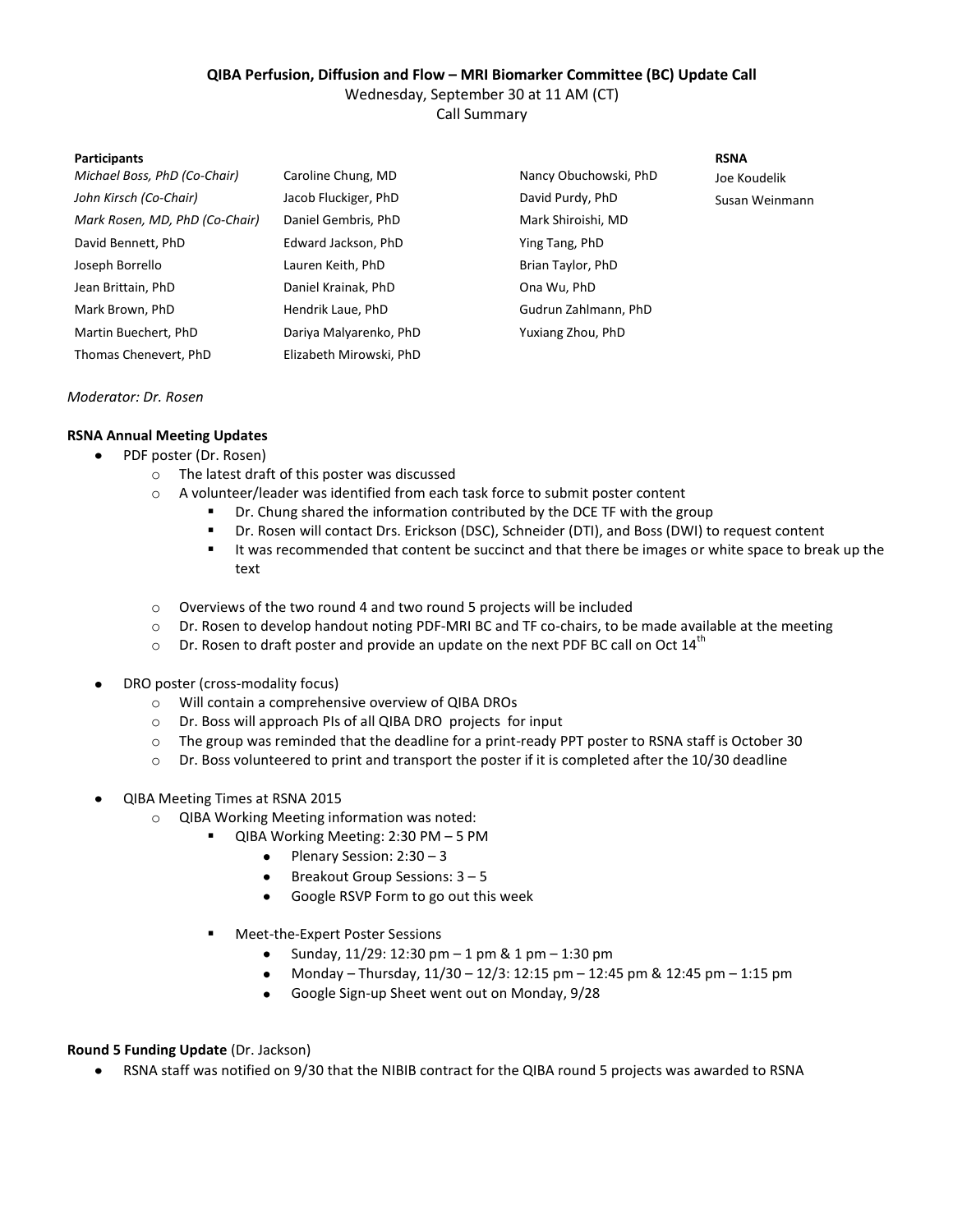**QIBA Perfusion, Diffusion and Flow – MRI Biomarker Committee (BC) Update Call**

Wednesday, September 30 at 11 AM (CT)

Call Summary

| Participants | | | RSNA |
|---|---|---|---|
| *Michael Boss, PhD (Co-Chair)* | Caroline Chung, MD | Nancy Obuchowski, PhD | Joe Koudelik |
| *John Kirsch (Co-Chair)* | Jacob Fluckiger, PhD | David Purdy, PhD | Susan Weinmann |
| *Mark Rosen, MD, PhD (Co-Chair)* | Daniel Gembris, PhD | Mark Shiroishi, MD | |
| David Bennett, PhD | Edward Jackson, PhD | Ying Tang, PhD | |
| Joseph Borrello | Lauren Keith, PhD | Brian Taylor, PhD | |
| Jean Brittain, PhD | Daniel Krainak, PhD | Ona Wu, PhD | |
| Mark Brown, PhD | Hendrik Laue, PhD | Gudrun Zahlmann, PhD | |
| Martin Buechert, PhD | Dariya Malyarenko, PhD | Yuxiang Zhou, PhD | |
| Thomas Chenevert, PhD | Elizabeth Mirowski, PhD | | |

*Moderator: Dr. Rosen*

**RSNA Annual Meeting Updates**

- PDF poster (Dr. Rosen)
  - The latest draft of this poster was discussed
  - A volunteer/leader was identified from each task force to submit poster content
    - Dr. Chung shared the information contributed by the DCE TF with the group
    - Dr. Rosen will contact Drs. Erickson (DSC), Schneider (DTI), and Boss (DWI) to request content
    - It was recommended that content be succinct and that there be images or white space to break up the text
  - Overviews of the two round 4 and two round 5 projects will be included
  - Dr. Rosen to develop handout noting PDF-MRI BC and TF co-chairs, to be made available at the meeting
  - Dr. Rosen to draft poster and provide an update on the next PDF BC call on Oct 14th
- DRO poster (cross-modality focus)
  - Will contain a comprehensive overview of QIBA DROs
  - Dr. Boss will approach PIs of all QIBA DRO projects for input
  - The group was reminded that the deadline for a print-ready PPT poster to RSNA staff is October 30
  - Dr. Boss volunteered to print and transport the poster if it is completed after the 10/30 deadline
- QIBA Meeting Times at RSNA 2015
  - QIBA Working Meeting information was noted:
    - QIBA Working Meeting: 2:30 PM – 5 PM
      - Plenary Session: 2:30 – 3
      - Breakout Group Sessions: 3 – 5
      - Google RSVP Form to go out this week
    - Meet-the-Expert Poster Sessions
      - Sunday, 11/29: 12:30 pm – 1 pm & 1 pm – 1:30 pm
      - Monday – Thursday, 11/30 – 12/3: 12:15 pm – 12:45 pm & 12:45 pm – 1:15 pm
      - Google Sign-up Sheet went out on Monday, 9/28

**Round 5 Funding Update** (Dr. Jackson)

- RSNA staff was notified on 9/30 that the NIBIB contract for the QIBA round 5 projects was awarded to RSNA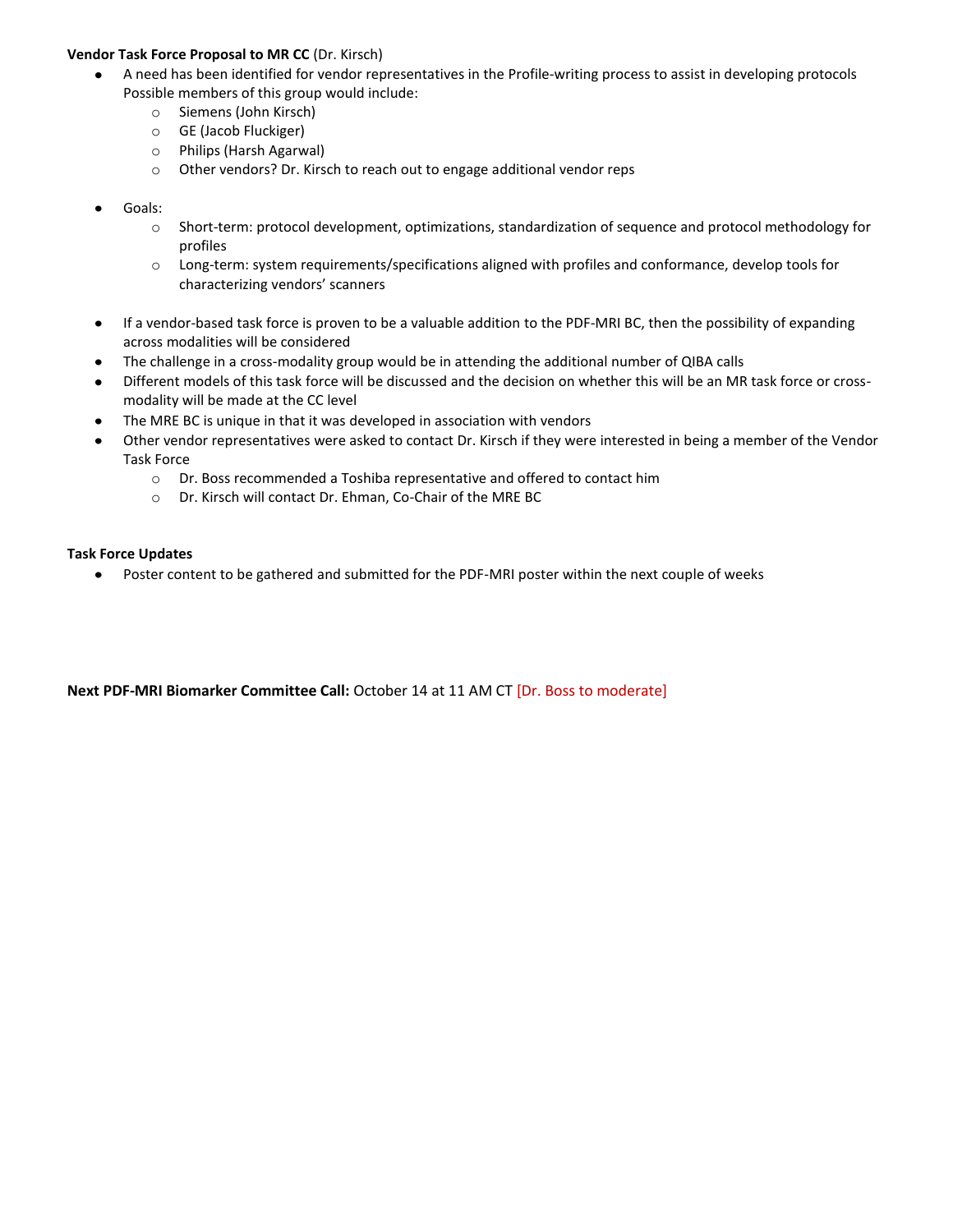**Vendor Task Force Proposal to MR CC** (Dr. Kirsch)

- A need has been identified for vendor representatives in the Profile-writing process to assist in developing protocols Possible members of this group would include:
  - Siemens (John Kirsch)
  - GE (Jacob Fluckiger)
  - Philips (Harsh Agarwal)
  - Other vendors? Dr. Kirsch to reach out to engage additional vendor reps

- Goals:
  - Short-term: protocol development, optimizations, standardization of sequence and protocol methodology for profiles
  - Long-term: system requirements/specifications aligned with profiles and conformance, develop tools for characterizing vendors' scanners

- If a vendor-based task force is proven to be a valuable addition to the PDF-MRI BC, then the possibility of expanding across modalities will be considered
- The challenge in a cross-modality group would be in attending the additional number of QIBA calls
- Different models of this task force will be discussed and the decision on whether this will be an MR task force or cross-modality will be made at the CC level
- The MRE BC is unique in that it was developed in association with vendors
- Other vendor representatives were asked to contact Dr. Kirsch if they were interested in being a member of the Vendor Task Force
  - Dr. Boss recommended a Toshiba representative and offered to contact him
  - Dr. Kirsch will contact Dr. Ehman, Co-Chair of the MRE BC

**Task Force Updates**

- Poster content to be gathered and submitted for the PDF-MRI poster within the next couple of weeks

**Next PDF-MRI Biomarker Committee Call:** October 14 at 11 AM CT [Dr. Boss to moderate]